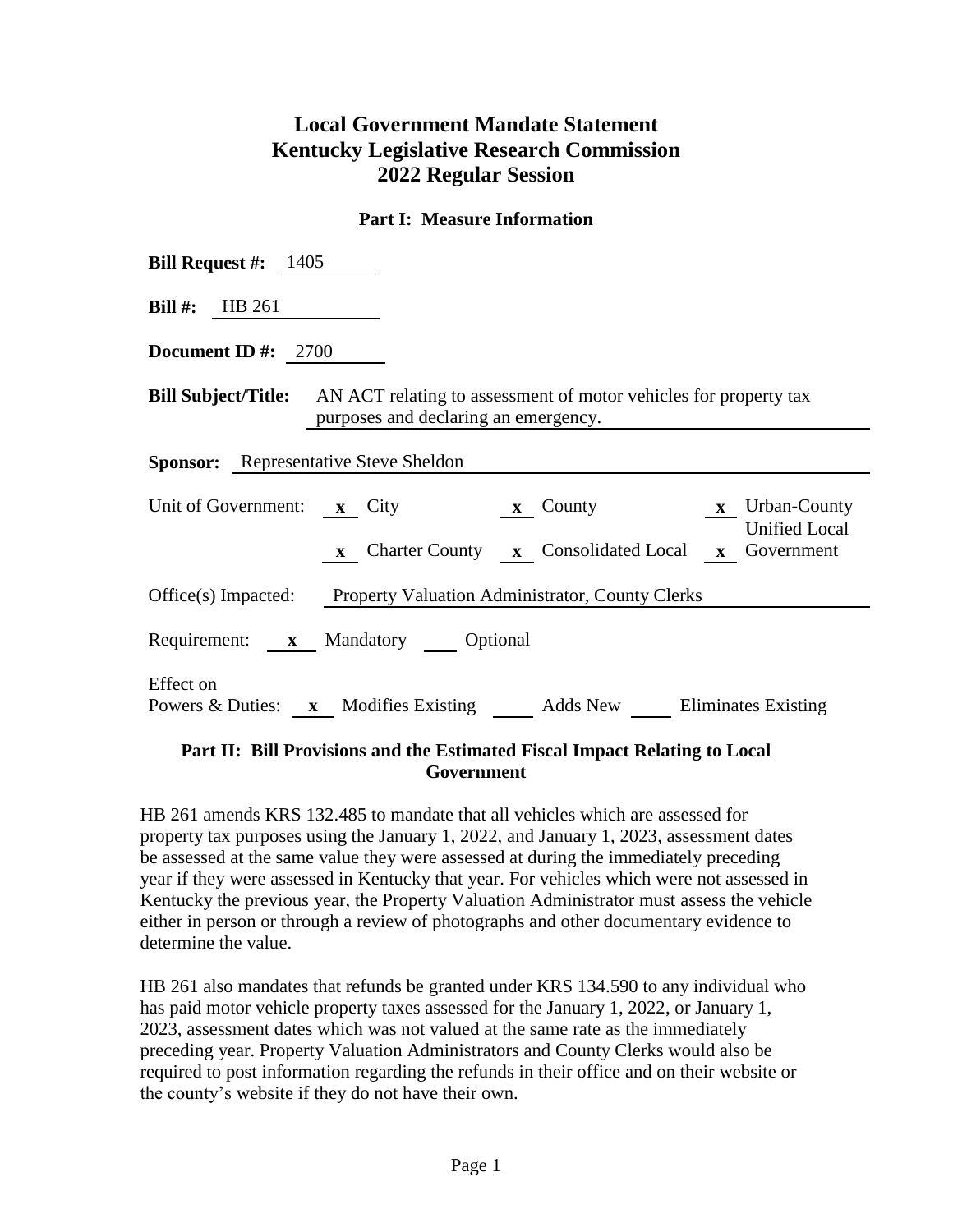# Local Government Mandate Statement
# Kentucky Legislative Research Commission
# 2022 Regular Session

### Part I: Measure Information

**Bill Request #:** 1405

**Bill #:** HB 261

**Document ID #:** 2700

**Bill Subject/Title:** AN ACT relating to assessment of motor vehicles for property tax purposes and declaring an emergency.

**Sponsor:** Representative Steve Sheldon

Unit of Government: **x** City **x** County **x** Urban-County **x** Charter County **x** Consolidated Local **x** Unified Local Government

Office(s) Impacted: Property Valuation Administrator, County Clerks

Requirement: **x** Mandatory ___ Optional

Effect on Powers & Duties: **x** Modifies Existing ___ Adds New ___ Eliminates Existing

### Part II: Bill Provisions and the Estimated Fiscal Impact Relating to Local Government

HB 261 amends KRS 132.485 to mandate that all vehicles which are assessed for property tax purposes using the January 1, 2022, and January 1, 2023, assessment dates be assessed at the same value they were assessed at during the immediately preceding year if they were assessed in Kentucky that year. For vehicles which were not assessed in Kentucky the previous year, the Property Valuation Administrator must assess the vehicle either in person or through a review of photographs and other documentary evidence to determine the value.

HB 261 also mandates that refunds be granted under KRS 134.590 to any individual who has paid motor vehicle property taxes assessed for the January 1, 2022, or January 1, 2023, assessment dates which was not valued at the same rate as the immediately preceding year. Property Valuation Administrators and County Clerks would also be required to post information regarding the refunds in their office and on their website or the county's website if they do not have their own.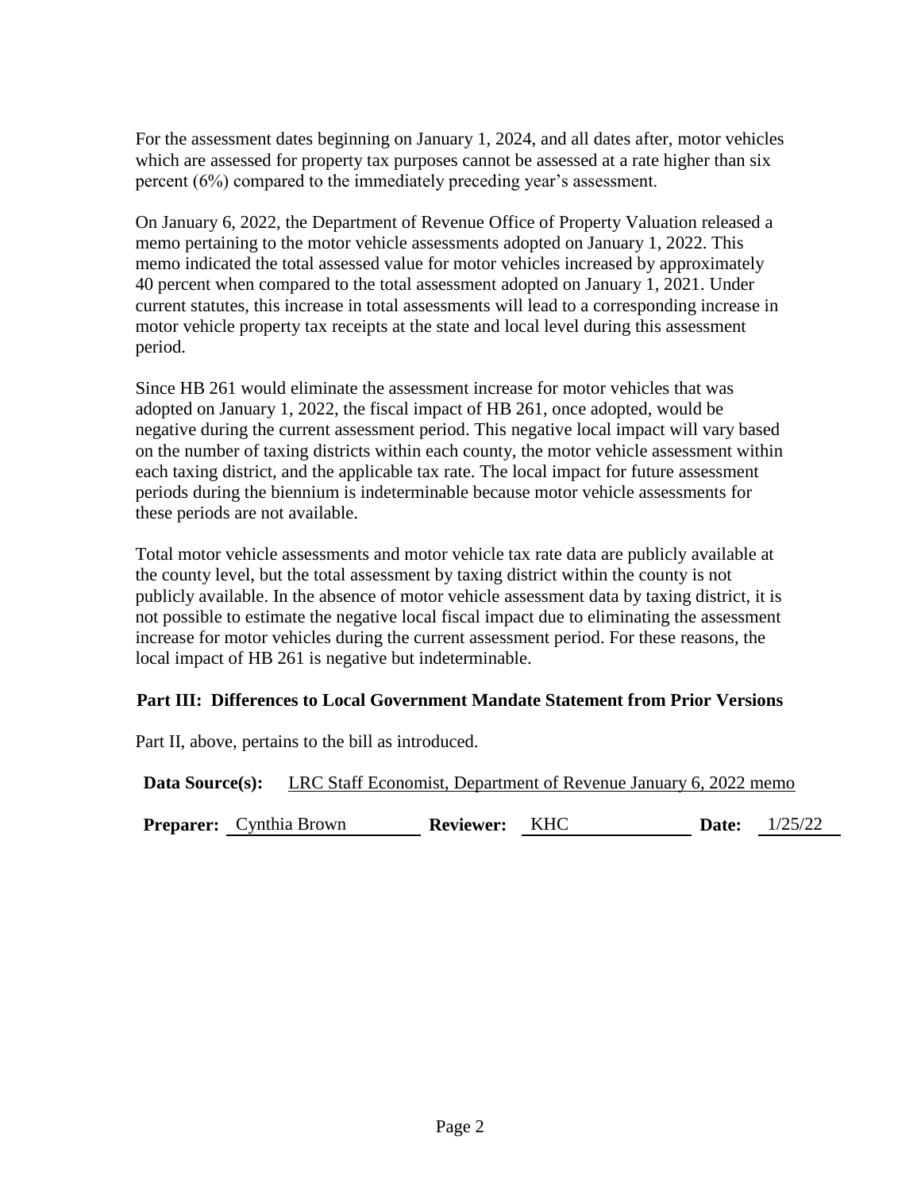For the assessment dates beginning on January 1, 2024, and all dates after, motor vehicles which are assessed for property tax purposes cannot be assessed at a rate higher than six percent (6%) compared to the immediately preceding year's assessment.

On January 6, 2022, the Department of Revenue Office of Property Valuation released a memo pertaining to the motor vehicle assessments adopted on January 1, 2022. This memo indicated the total assessed value for motor vehicles increased by approximately 40 percent when compared to the total assessment adopted on January 1, 2021. Under current statutes, this increase in total assessments will lead to a corresponding increase in motor vehicle property tax receipts at the state and local level during this assessment period.

Since HB 261 would eliminate the assessment increase for motor vehicles that was adopted on January 1, 2022, the fiscal impact of HB 261, once adopted, would be negative during the current assessment period. This negative local impact will vary based on the number of taxing districts within each county, the motor vehicle assessment within each taxing district, and the applicable tax rate. The local impact for future assessment periods during the biennium is indeterminable because motor vehicle assessments for these periods are not available.

Total motor vehicle assessments and motor vehicle tax rate data are publicly available at the county level, but the total assessment by taxing district within the county is not publicly available. In the absence of motor vehicle assessment data by taxing district, it is not possible to estimate the negative local fiscal impact due to eliminating the assessment increase for motor vehicles during the current assessment period. For these reasons, the local impact of HB 261 is negative but indeterminable.

**Part III: Differences to Local Government Mandate Statement from Prior Versions**

Part II, above, pertains to the bill as introduced.

**Data Source(s):** LRC Staff Economist, Department of Revenue January 6, 2022 memo

**Preparer:** Cynthia Brown **Reviewer:** KHC **Date:** 1/25/22